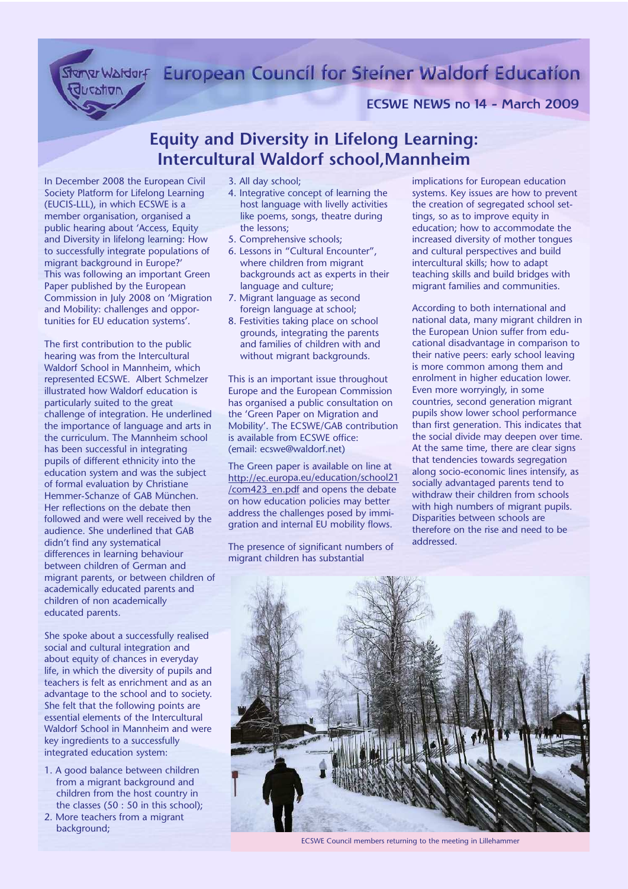# European Council for Steiner Waldorf Education

**ECSWE NEWS no 14 - March 2009**

## Equity and Diversity in Lifelong Learning: Intercultural Waldorf school,Mannheim

In December 2008 the European Civil Society Platform for Lifelong Learning (EUCIS-LLL), in which ECSWE is a member organisation, organised a public hearing about 'Access, Equity and Diversity in lifelong learning: How to successfully integrate populations of migrant background in Europe?' This was following an important Green Paper published by the European Commission in July 2008 on 'Migration and Mobility: challenges and opportunities for EU education systems'.

The first contribution to the public hearing was from the Intercultural Waldorf School in Mannheim, which represented ECSWE. Albert Schmelzer illustrated how Waldorf education is particularly suited to the great challenge of integration. He underlined the importance of language and arts in the curriculum. The Mannheim school has been successful in integrating pupils of different ethnicity into the education system and was the subject of formal evaluation by Christiane Hemmer-Schanze of GAB München. Her reflections on the debate then followed and were well received by the audience. She underlined that GAB didn't find any systematical differences in learning behaviour between children of German and migrant parents, or between children of academically educated parents and children of non academically educated parents.

She spoke about a successfully realised social and cultural integration and about equity of chances in everyday life, in which the diversity of pupils and teachers is felt as enrichment and as an advantage to the school and to society. She felt that the following points are essential elements of the Intercultural Waldorf School in Mannheim and were key ingredients to a successfully integrated education system:

1. A good balance between children from a migrant background and children from the host country in the classes (50 : 50 in this school);
2. More teachers from a migrant background;
3. All day school;
4. Integrative concept of learning the host language with livelly activities like poems, songs, theatre during the lessons;
5. Comprehensive schools;
6. Lessons in "Cultural Encounter", where children from migrant backgrounds act as experts in their language and culture;
7. Migrant language as second foreign language at school;
8. Festivities taking place on school grounds, integrating the parents and families of children with and without migrant backgrounds.

This is an important issue throughout Europe and the European Commission has organised a public consultation on the 'Green Paper on Migration and Mobility'. The ECSWE/GAB contribution is available from ECSWE office: (email: ecswe@waldorf.net)

The Green paper is available on line at http://ec.europa.eu/education/school21/com423_en.pdf and opens the debate on how education policies may better address the challenges posed by immigration and internal EU mobility flows.

The presence of significant numbers of migrant children has substantial implications for European education systems. Key issues are how to prevent the creation of segregated school settings, so as to improve equity in education; how to accommodate the increased diversity of mother tongues and cultural perspectives and build intercultural skills; how to adapt teaching skills and build bridges with migrant families and communities.

According to both international and national data, many migrant children in the European Union suffer from educational disadvantage in comparison to their native peers: early school leaving is more common among them and enrolment in higher education lower. Even more worryingly, in some countries, second generation migrant pupils show lower school performance than first generation. This indicates that the social divide may deepen over time. At the same time, there are clear signs that tendencies towards segregation along socio-economic lines intensify, as socially advantaged parents tend to withdraw their children from schools with high numbers of migrant pupils. Disparities between schools are therefore on the rise and need to be addressed.

ECSWE Council members returning to the meeting in Lillehammer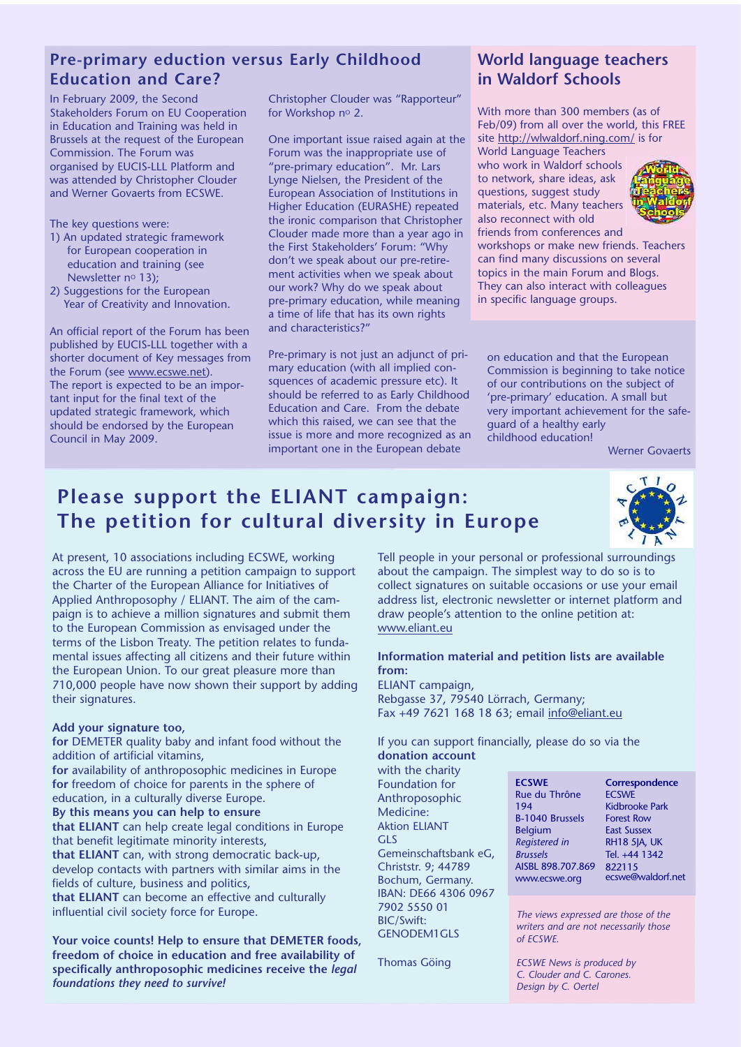## Pre-primary eduction versus Early Childhood Education and Care?

In February 2009, the Second Stakeholders Forum on EU Cooperation in Education and Training was held in Brussels at the request of the European Commission. The Forum was organised by EUCIS-LLL Platform and was attended by Christopher Clouder and Werner Govaerts from ECSWE.

The key questions were:

1) An updated strategic framework for European cooperation in education and training (see Newsletter nº 13);
2) Suggestions for the European Year of Creativity and Innovation.

An official report of the Forum has been published by EUCIS-LLL together with a shorter document of Key messages from the Forum (see www.ecswe.net). The report is expected to be an important input for the final text of the updated strategic framework, which should be endorsed by the European Council in May 2009.

Christopher Clouder was "Rapporteur" for Workshop nº 2.

One important issue raised again at the Forum was the inappropriate use of "pre-primary education". Mr. Lars Lynge Nielsen, the President of the European Association of Institutions in Higher Education (EURASHE) repeated the ironic comparison that Christopher Clouder made more than a year ago in the First Stakeholders' Forum: "Why don't we speak about our pre-retirement activities when we speak about our work? Why do we speak about pre-primary education, while meaning a time of life that has its own rights and characteristics?"

Pre-primary is not just an adjunct of primary education (with all implied consquences of academic pressure etc). It should be referred to as Early Childhood Education and Care. From the debate which this raised, we can see that the issue is more and more recognized as an important one in the European debate on education and that the European Commission is beginning to take notice of our contributions on the subject of 'pre-primary' education. A small but very important achievement for the safeguard of a healthy early childhood education!

Werner Govaerts

## World language teachers in Waldorf Schools

With more than 300 members (as of Feb/09) from all over the world, this FREE site http://wlwaldorf.ning.com/ is for World Language Teachers who work in Waldorf schools to network, share ideas, ask questions, suggest study materials, etc. Many teachers also reconnect with old friends from conferences and workshops or make new friends. Teachers can find many discussions on several topics in the main Forum and Blogs. They can also interact with colleagues in specific language groups.

## Please support the ELIANT campaign: The petition for cultural diversity in Europe

At present, 10 associations including ECSWE, working across the EU are running a petition campaign to support the Charter of the European Alliance for Initiatives of Applied Anthroposophy / ELIANT. The aim of the campaign is to achieve a million signatures and submit them to the European Commission as envisaged under the terms of the Lisbon Treaty. The petition relates to fundamental issues affecting all citizens and their future within the European Union. To our great pleasure more than 710,000 people have now shown their support by adding their signatures.

**Add your signature too,**

**for** DEMETER quality baby and infant food without the addition of artificial vitamins,
**for** availability of anthroposophic medicines in Europe
**for** freedom of choice for parents in the sphere of education, in a culturally diverse Europe.

**By this means you can help to ensure**

**that ELIANT** can help create legal conditions in Europe that benefit legitimate minority interests,
**that ELIANT** can, with strong democratic back-up, develop contacts with partners with similar aims in the fields of culture, business and politics,
**that ELIANT** can become an effective and culturally influential civil society force for Europe.

**Your voice counts! Help to ensure that DEMETER foods, freedom of choice in education and free availability of specifically anthroposophic medicines receive the *legal foundations they need to survive!***

Tell people in your personal or professional surroundings about the campaign. The simplest way to do so is to collect signatures on suitable occasions or use your email address list, electronic newsletter or internet platform and draw people's attention to the online petition at: www.eliant.eu

**Information material and petition lists are available from:**
ELIANT campaign,
Rebgasse 37, 79540 Lörrach, Germany;
Fax +49 7621 168 18 63; email info@eliant.eu

If you can support financially, please do so via the **donation account** with the charity Foundation for Anthroposophic Medicine:
Aktion ELIANT
GLS Gemeinschaftsbank eG, Christstr. 9; 44789 Bochum, Germany.
IBAN: DE66 4306 0967 7902 5550 01
BIC/Swift: GENODEM1GLS

Thomas Göing

**ECSWE**
Rue du Thrône 194
B-1040 Brussels
Belgium
*Registered in Brussels*
AISBL 898.707.869
www.ecswe.org

**Correspondence**
ECSWE
Kidbrooke Park
Forest Row
East Sussex
RH18 5JA, UK
Tel. +44 1342 822115
ecswe@waldorf.net

*The views expressed are those of the writers and are not necessarily those of ECSWE.*

*ECSWE News is produced by C. Clouder and C. Carones. Design by C. Oertel*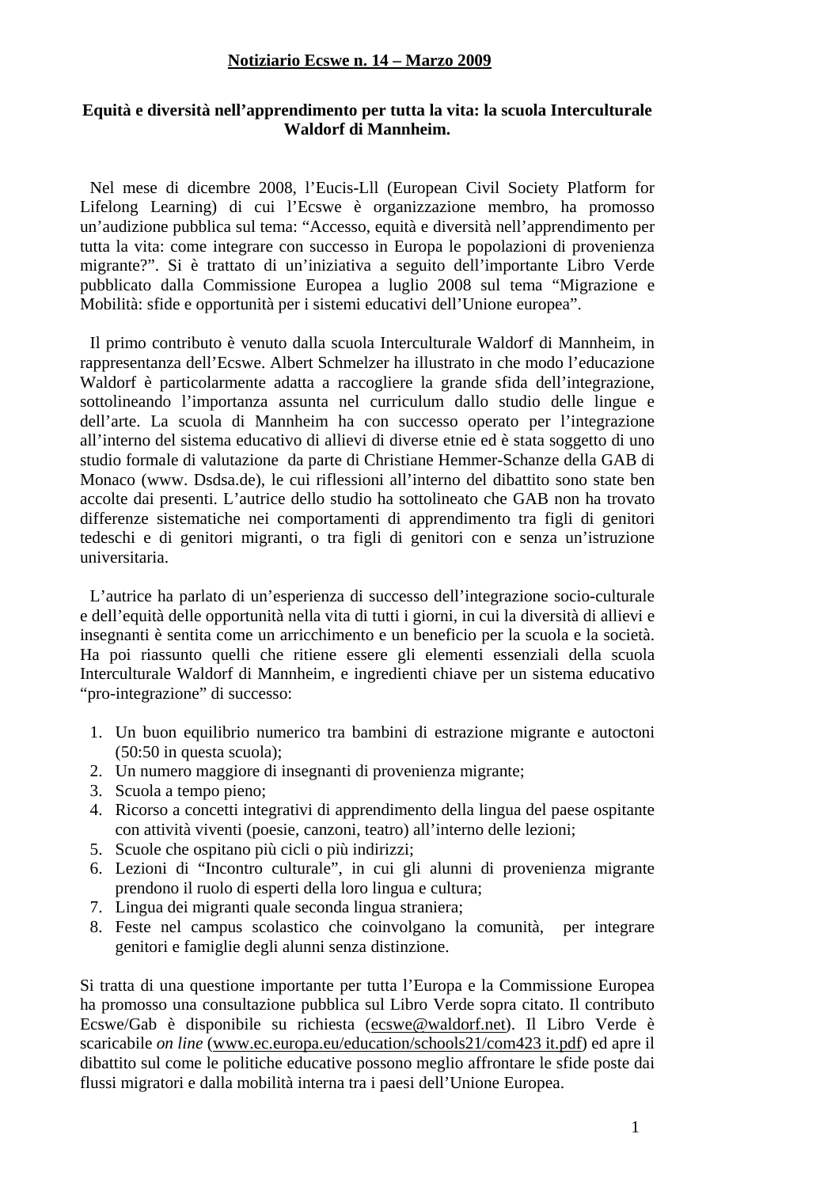**Notiziario Ecswe n. 14 – Marzo 2009**

**Equità e diversità nell'apprendimento per tutta la vita: la scuola Interculturale Waldorf di Mannheim.**

Nel mese di dicembre 2008, l'Eucis-Lll (European Civil Society Platform for Lifelong Learning) di cui l'Ecswe è organizzazione membro, ha promosso un'audizione pubblica sul tema: "Accesso, equità e diversità nell'apprendimento per tutta la vita: come integrare con successo in Europa le popolazioni di provenienza migrante?". Si è trattato di un'iniziativa a seguito dell'importante Libro Verde pubblicato dalla Commissione Europea a luglio 2008 sul tema "Migrazione e Mobilità: sfide e opportunità per i sistemi educativi dell'Unione europea".

Il primo contributo è venuto dalla scuola Interculturale Waldorf di Mannheim, in rappresentanza dell'Ecswe. Albert Schmelzer ha illustrato in che modo l'educazione Waldorf è particolarmente adatta a raccogliere la grande sfida dell'integrazione, sottolineando l'importanza assunta nel curriculum dallo studio delle lingue e dell'arte. La scuola di Mannheim ha con successo operato per l'integrazione all'interno del sistema educativo di allievi di diverse etnie ed è stata soggetto di uno studio formale di valutazione da parte di Christiane Hemmer-Schanze della GAB di Monaco (www. Dsdsa.de), le cui riflessioni all'interno del dibattito sono state ben accolte dai presenti. L'autrice dello studio ha sottolineato che GAB non ha trovato differenze sistematiche nei comportamenti di apprendimento tra figli di genitori tedeschi e di genitori migranti, o tra figli di genitori con e senza un'istruzione universitaria.

L'autrice ha parlato di un'esperienza di successo dell'integrazione socio-culturale e dell'equità delle opportunità nella vita di tutti i giorni, in cui la diversità di allievi e insegnanti è sentita come un arricchimento e un beneficio per la scuola e la società. Ha poi riassunto quelli che ritiene essere gli elementi essenziali della scuola Interculturale Waldorf di Mannheim, e ingredienti chiave per un sistema educativo "pro-integrazione" di successo:

1. Un buon equilibrio numerico tra bambini di estrazione migrante e autoctoni (50:50 in questa scuola);
2. Un numero maggiore di insegnanti di provenienza migrante;
3. Scuola a tempo pieno;
4. Ricorso a concetti integrativi di apprendimento della lingua del paese ospitante con attività viventi (poesie, canzoni, teatro) all'interno delle lezioni;
5. Scuole che ospitano più cicli o più indirizzi;
6. Lezioni di "Incontro culturale", in cui gli alunni di provenienza migrante prendono il ruolo di esperti della loro lingua e cultura;
7. Lingua dei migranti quale seconda lingua straniera;
8. Feste nel campus scolastico che coinvolgano la comunità, per integrare genitori e famiglie degli alunni senza distinzione.

Si tratta di una questione importante per tutta l'Europa e la Commissione Europea ha promosso una consultazione pubblica sul Libro Verde sopra citato. Il contributo Ecswe/Gab è disponibile su richiesta (ecswe@waldorf.net). Il Libro Verde è scaricabile *on line* (www.ec.europa.eu/education/schools21/com423 it.pdf) ed apre il dibattito sul come le politiche educative possono meglio affrontare le sfide poste dai flussi migratori e dalla mobilità interna tra i paesi dell'Unione Europea.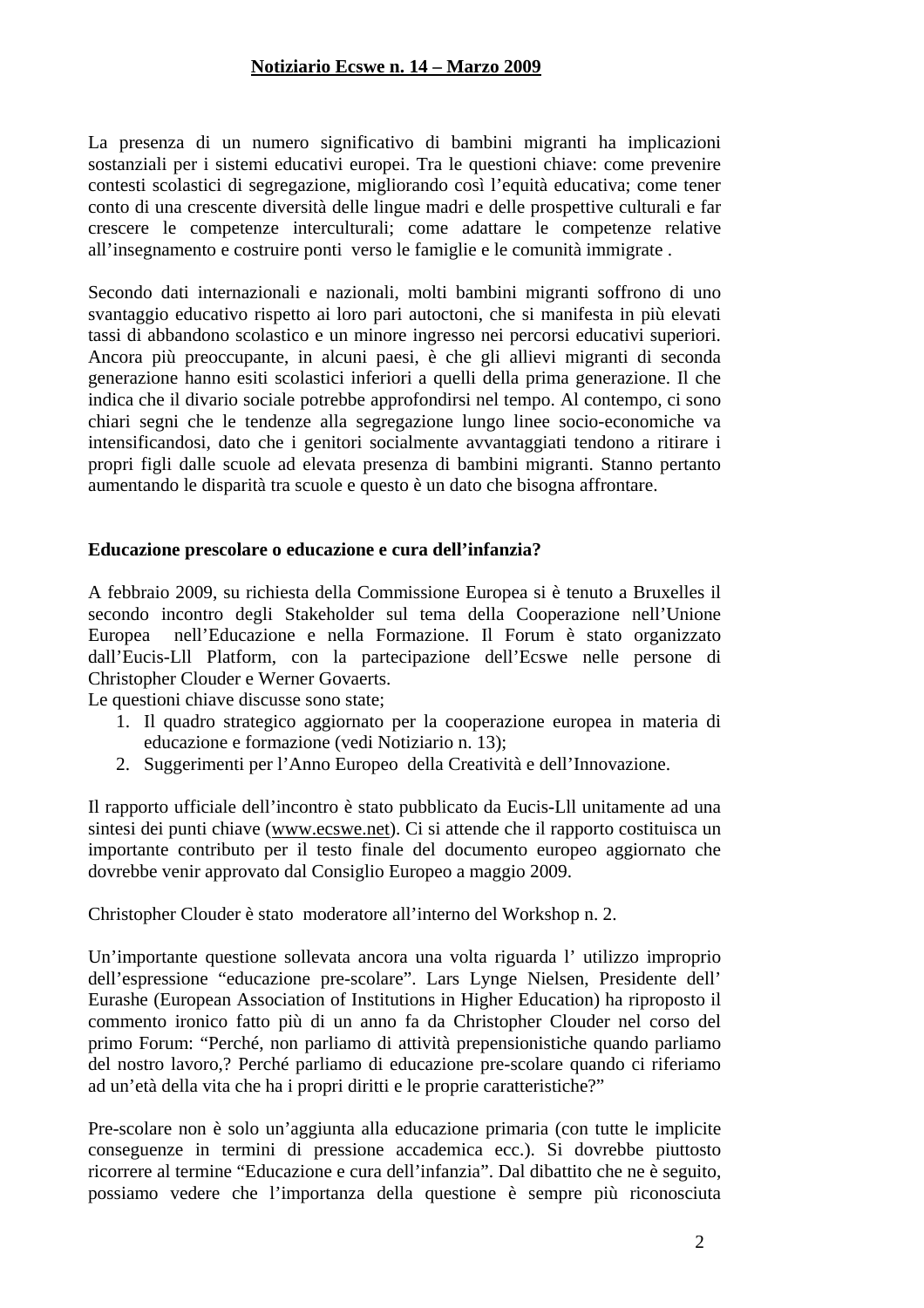La presenza di un numero significativo di bambini migranti ha implicazioni sostanziali per i sistemi educativi europei. Tra le questioni chiave: come prevenire contesti scolastici di segregazione, migliorando così l'equità educativa; come tener conto di una crescente diversità delle lingue madri e delle prospettive culturali e far crescere le competenze interculturali; come adattare le competenze relative all'insegnamento e costruire ponti verso le famiglie e le comunità immigrate .

Secondo dati internazionali e nazionali, molti bambini migranti soffrono di uno svantaggio educativo rispetto ai loro pari autoctoni, che si manifesta in più elevati tassi di abbandono scolastico e un minore ingresso nei percorsi educativi superiori. Ancora più preoccupante, in alcuni paesi, è che gli allievi migranti di seconda generazione hanno esiti scolastici inferiori a quelli della prima generazione. Il che indica che il divario sociale potrebbe approfondirsi nel tempo. Al contempo, ci sono chiari segni che le tendenze alla segregazione lungo linee socio-economiche va intensificandosi, dato che i genitori socialmente avvantaggiati tendono a ritirare i propri figli dalle scuole ad elevata presenza di bambini migranti. Stanno pertanto aumentando le disparità tra scuole e questo è un dato che bisogna affrontare.

**Educazione prescolare o educazione e cura dell'infanzia?**

A febbraio 2009, su richiesta della Commissione Europea si è tenuto a Bruxelles il secondo incontro degli Stakeholder sul tema della Cooperazione nell'Unione Europea nell'Educazione e nella Formazione. Il Forum è stato organizzato dall'Eucis-Lll Platform, con la partecipazione dell'Ecswe nelle persone di Christopher Clouder e Werner Govaerts.
Le questioni chiave discusse sono state;

1. Il quadro strategico aggiornato per la cooperazione europea in materia di educazione e formazione (vedi Notiziario n. 13);
2. Suggerimenti per l'Anno Europeo della Creatività e dell'Innovazione.

Il rapporto ufficiale dell'incontro è stato pubblicato da Eucis-Lll unitamente ad una sintesi dei punti chiave (www.ecswe.net). Ci si attende che il rapporto costituisca un importante contributo per il testo finale del documento europeo aggiornato che dovrebbe venir approvato dal Consiglio Europeo a maggio 2009.

Christopher Clouder è stato moderatore all'interno del Workshop n. 2.

Un'importante questione sollevata ancora una volta riguarda l' utilizzo improprio dell'espressione "educazione pre-scolare". Lars Lynge Nielsen, Presidente dell' Eurashe (European Association of Institutions in Higher Education) ha riproposto il commento ironico fatto più di un anno fa da Christopher Clouder nel corso del primo Forum: "Perché, non parliamo di attività prepensionistiche quando parliamo del nostro lavoro,? Perché parliamo di educazione pre-scolare quando ci riferiamo ad un'età della vita che ha i propri diritti e le proprie caratteristiche?"

Pre-scolare non è solo un'aggiunta alla educazione primaria (con tutte le implicite conseguenze in termini di pressione accademica ecc.). Si dovrebbe piuttosto ricorrere al termine "Educazione e cura dell'infanzia". Dal dibattito che ne è seguito, possiamo vedere che l'importanza della questione è sempre più riconosciuta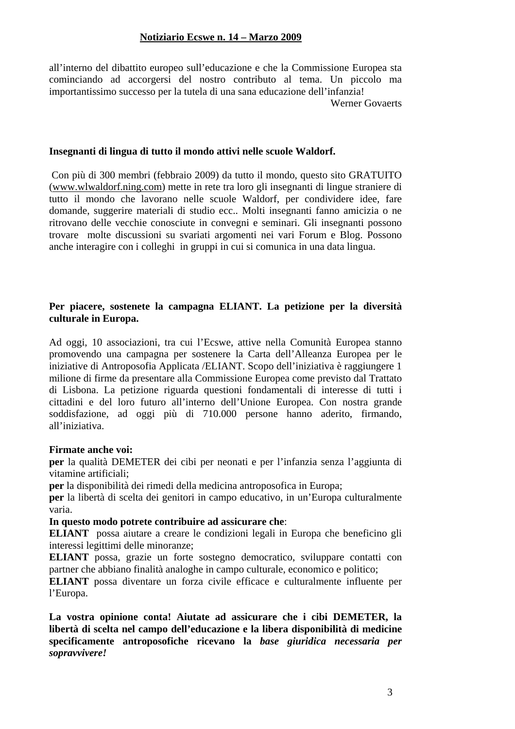all'interno del dibattito europeo sull'educazione e che la Commissione Europea sta cominciando ad accorgersi del nostro contributo al tema. Un piccolo ma importantissimo successo per la tutela di una sana educazione dell'infanzia!

Werner Govaerts

**Insegnanti di lingua di tutto il mondo attivi nelle scuole Waldorf.**

Con più di 300 membri (febbraio 2009) da tutto il mondo, questo sito GRATUITO (www.wlwaldorf.ning.com) mette in rete tra loro gli insegnanti di lingue straniere di tutto il mondo che lavorano nelle scuole Waldorf, per condividere idee, fare domande, suggerire materiali di studio ecc.. Molti insegnanti fanno amicizia o ne ritrovano delle vecchie conosciute in convegni e seminari. Gli insegnanti possono trovare molte discussioni su svariati argomenti nei vari Forum e Blog. Possono anche interagire con i colleghi in gruppi in cui si comunica in una data lingua.

**Per piacere, sostenete la campagna ELIANT. La petizione per la diversità culturale in Europa.**

Ad oggi, 10 associazioni, tra cui l'Ecswe, attive nella Comunità Europea stanno promovendo una campagna per sostenere la Carta dell'Alleanza Europea per le iniziative di Antroposofia Applicata /ELIANT. Scopo dell'iniziativa è raggiungere 1 milione di firme da presentare alla Commissione Europea come previsto dal Trattato di Lisbona. La petizione riguarda questioni fondamentali di interesse di tutti i cittadini e del loro futuro all'interno dell'Unione Europea. Con nostra grande soddisfazione, ad oggi più di 710.000 persone hanno aderito, firmando, all'iniziativa.

**Firmate anche voi:**
**per** la qualità DEMETER dei cibi per neonati e per l'infanzia senza l'aggiunta di vitamine artificiali;
**per** la disponibilità dei rimedi della medicina antroposofica in Europa;
**per** la libertà di scelta dei genitori in campo educativo, in un'Europa culturalmente varia.
**In questo modo potrete contribuire ad assicurare che**:
**ELIANT** possa aiutare a creare le condizioni legali in Europa che beneficino gli interessi legittimi delle minoranze;
**ELIANT** possa, grazie un forte sostegno democratico, sviluppare contatti con partner che abbiano finalità analoghe in campo culturale, economico e politico;
**ELIANT** possa diventare un forza civile efficace e culturalmente influente per l'Europa.

**La vostra opinione conta! Aiutate ad assicurare che i cibi DEMETER, la libertà di scelta nel campo dell'educazione e la libera disponibilità di medicine specificamente antroposofiche ricevano la *base giuridica necessaria per sopravvivere!***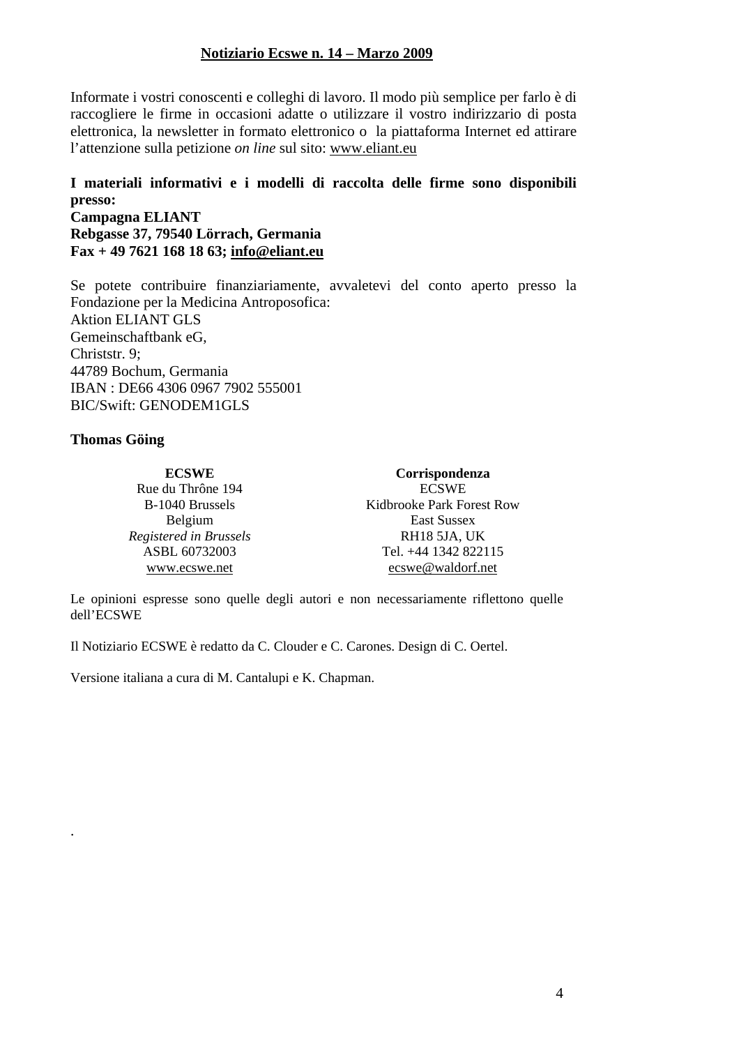Informate i vostri conoscenti e colleghi di lavoro. Il modo più semplice per farlo è di raccogliere le firme in occasioni adatte o utilizzare il vostro indirizzario di posta elettronica, la newsletter in formato elettronico o la piattaforma Internet ed attirare l'attenzione sulla petizione *on line* sul sito: www.eliant.eu

**I materiali informativi e i modelli di raccolta delle firme sono disponibili presso:**
**Campagna ELIANT**
**Rebgasse 37, 79540 Lörrach, Germania**
**Fax + 49 7621 168 18 63; info@eliant.eu**

Se potete contribuire finanziariamente, avvaletevi del conto aperto presso la Fondazione per la Medicina Antroposofica:
Aktion ELIANT GLS
Gemeinschaftbank eG,
Christstr. 9;
44789 Bochum, Germania
IBAN : DE66 4306 0967 7902 555001
BIC/Swift: GENODEM1GLS

**Thomas Göing**

**ECSWE**
Rue du Thrône 194
B-1040 Brussels
Belgium
*Registered in Brussels*
ASBL 60732003
www.ecswe.net

**Corrispondenza**
ECSWE
Kidbrooke Park Forest Row
East Sussex
RH18 5JA, UK
Tel. +44 1342 822115
ecswe@waldorf.net

Le opinioni espresse sono quelle degli autori e non necessariamente riflettono quelle dell'ECSWE

Il Notiziario ECSWE è redatto da C. Clouder e C. Carones. Design di C. Oertel.

Versione italiana a cura di M. Cantalupi e K. Chapman.